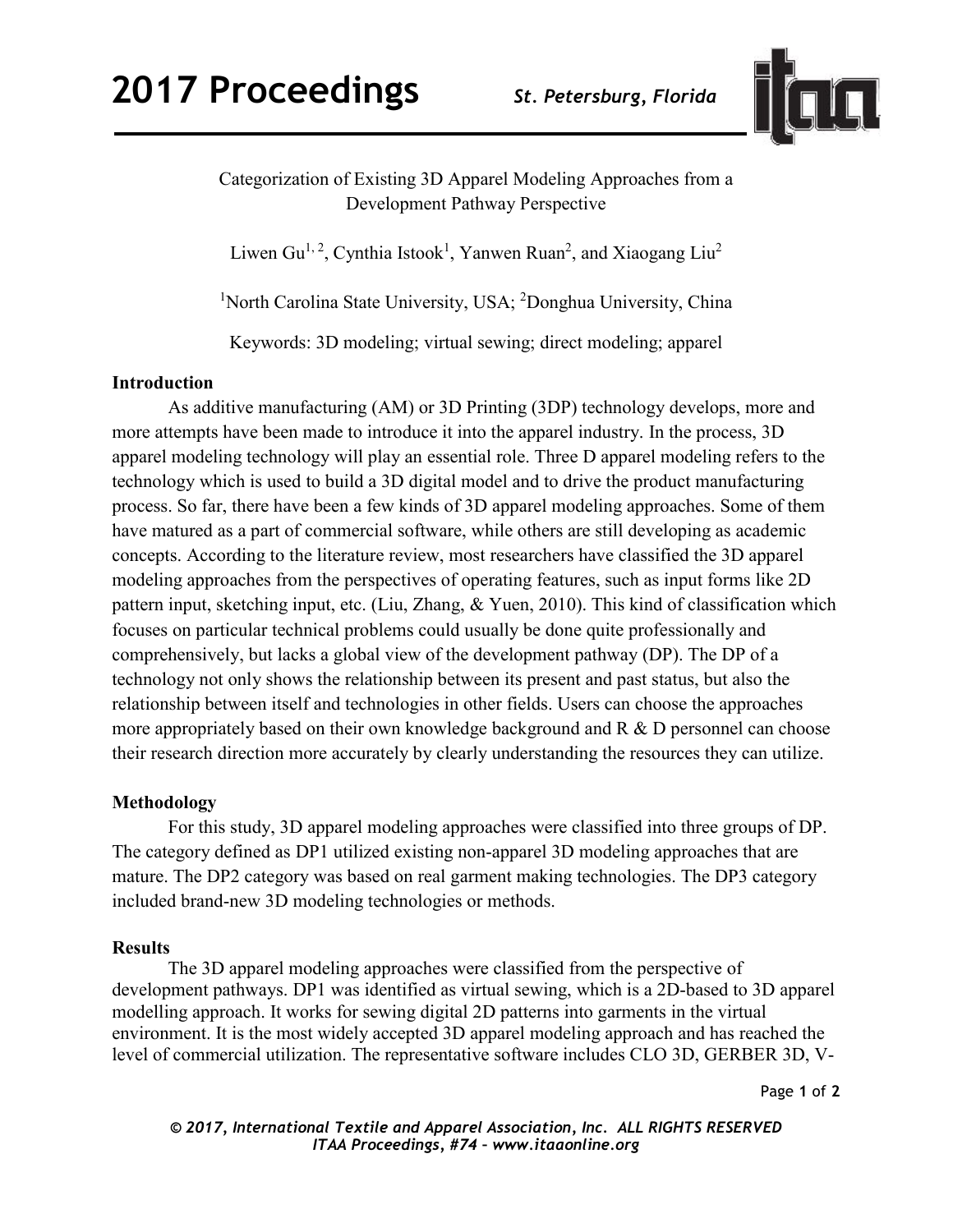# Categorization of Existing 3D Apparel Modeling Approaches from a Development Pathway Perspective

Liwen Gu[1, 2], Cynthia Istook[1], Yanwen Ruan[2], and Xiaogang Liu[2]

[1]North Carolina State University, USA; [2]Donghua University, China

Keywords: 3D modeling; virtual sewing; direct modeling; apparel

## Introduction

As additive manufacturing (AM) or 3D Printing (3DP) technology develops, more and more attempts have been made to introduce it into the apparel industry. In the process, 3D apparel modeling technology will play an essential role. Three D apparel modeling refers to the technology which is used to build a 3D digital model and to drive the product manufacturing process. So far, there have been a few kinds of 3D apparel modeling approaches. Some of them have matured as a part of commercial software, while others are still developing as academic concepts. According to the literature review, most researchers have classified the 3D apparel modeling approaches from the perspectives of operating features, such as input forms like 2D pattern input, sketching input, etc. (Liu, Zhang, & Yuen, 2010). This kind of classification which focuses on particular technical problems could usually be done quite professionally and comprehensively, but lacks a global view of the development pathway (DP). The DP of a technology not only shows the relationship between its present and past status, but also the relationship between itself and technologies in other fields. Users can choose the approaches more appropriately based on their own knowledge background and R & D personnel can choose their research direction more accurately by clearly understanding the resources they can utilize.

## Methodology

For this study, 3D apparel modeling approaches were classified into three groups of DP. The category defined as DP1 utilized existing non-apparel 3D modeling approaches that are mature. The DP2 category was based on real garment making technologies. The DP3 category included brand-new 3D modeling technologies or methods.

## Results

The 3D apparel modeling approaches were classified from the perspective of development pathways. DP1 was identified as virtual sewing, which is a 2D-based to 3D apparel modelling approach. It works for sewing digital 2D patterns into garments in the virtual environment. It is the most widely accepted 3D apparel modeling approach and has reached the level of commercial utilization. The representative software includes CLO 3D, GERBER 3D, V-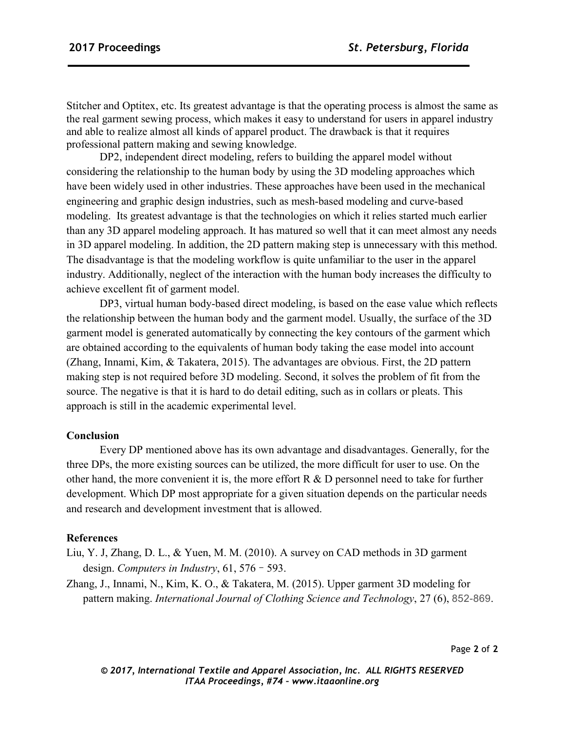Stitcher and Optitex, etc. Its greatest advantage is that the operating process is almost the same as the real garment sewing process, which makes it easy to understand for users in apparel industry and able to realize almost all kinds of apparel product. The drawback is that it requires professional pattern making and sewing knowledge.

DP2, independent direct modeling, refers to building the apparel model without considering the relationship to the human body by using the 3D modeling approaches which have been widely used in other industries. These approaches have been used in the mechanical engineering and graphic design industries, such as mesh-based modeling and curve-based modeling. Its greatest advantage is that the technologies on which it relies started much earlier than any 3D apparel modeling approach. It has matured so well that it can meet almost any needs in 3D apparel modeling. In addition, the 2D pattern making step is unnecessary with this method. The disadvantage is that the modeling workflow is quite unfamiliar to the user in the apparel industry. Additionally, neglect of the interaction with the human body increases the difficulty to achieve excellent fit of garment model.

DP3, virtual human body-based direct modeling, is based on the ease value which reflects the relationship between the human body and the garment model. Usually, the surface of the 3D garment model is generated automatically by connecting the key contours of the garment which are obtained according to the equivalents of human body taking the ease model into account (Zhang, Innami, Kim, & Takatera, 2015). The advantages are obvious. First, the 2D pattern making step is not required before 3D modeling. Second, it solves the problem of fit from the source. The negative is that it is hard to do detail editing, such as in collars or pleats. This approach is still in the academic experimental level.

### Conclusion

Every DP mentioned above has its own advantage and disadvantages. Generally, for the three DPs, the more existing sources can be utilized, the more difficult for user to use. On the other hand, the more convenient it is, the more effort R & D personnel need to take for further development. Which DP most appropriate for a given situation depends on the particular needs and research and development investment that is allowed.

### References

Liu, Y. J, Zhang, D. L., & Yuen, M. M. (2010). A survey on CAD methods in 3D garment design. *Computers in Industry*, 61, 576 – 593.

Zhang, J., Innami, N., Kim, K. O., & Takatera, M. (2015). Upper garment 3D modeling for pattern making. *International Journal of Clothing Science and Technology*, 27 (6), 852-869.